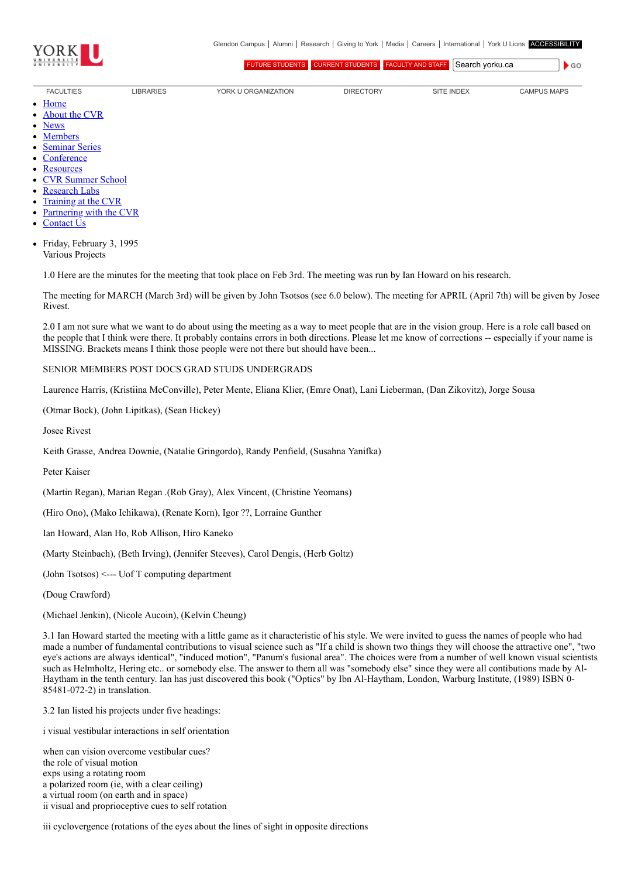YORK U UNIVERSITÉ UNIVERSITY

Glendon Campus | Alumni | Research | Giving to York | Media | Careers | International | York U Lions ACCESSIBILITY

FUTURE STUDENTS CURRENT STUDENTS FACULTY AND STAFF Search yorku.ca GO

FACULTIES LIBRARIES YORK U ORGANIZATION DIRECTORY SITE INDEX CAMPUS MAPS

- Home
- About the CVR
- News
- Members
- Seminar Series
- Conference
- Resources
- CVR Summer School
- Research Labs
- Training at the CVR
- Partnering with the CVR
- Contact Us

- Friday, February 3, 1995
  Various Projects

1.0 Here are the minutes for the meeting that took place on Feb 3rd. The meeting was run by Ian Howard on his research.

The meeting for MARCH (March 3rd) will be given by John Tsotsos (see 6.0 below). The meeting for APRIL (April 7th) will be given by Josee Rivest.

2.0 I am not sure what we want to do about using the meeting as a way to meet people that are in the vision group. Here is a role call based on the people that I think were there. It probably contains errors in both directions. Please let me know of corrections -- especially if your name is MISSING. Brackets means I think those people were not there but should have been...

SENIOR MEMBERS POST DOCS GRAD STUDS UNDERGRADS

Laurence Harris, (Kristiina McConville), Peter Mente, Eliana Klier, (Emre Onat), Lani Lieberman, (Dan Zikovitz), Jorge Sousa

(Otmar Bock), (John Lipitkas), (Sean Hickey)

Josee Rivest

Keith Grasse, Andrea Downie, (Natalie Gringordo), Randy Penfield, (Susahna Yanifka)

Peter Kaiser

(Martin Regan), Marian Regan .(Rob Gray), Alex Vincent, (Christine Yeomans)

(Hiro Ono), (Mako Ichikawa), (Renate Korn), Igor ??, Lorraine Gunther

Ian Howard, Alan Ho, Rob Allison, Hiro Kaneko

(Marty Steinbach), (Beth Irving), (Jennifer Steeves), Carol Dengis, (Herb Goltz)

(John Tsotsos) <--- Uof T computing department

(Doug Crawford)

(Michael Jenkin), (Nicole Aucoin), (Kelvin Cheung)

3.1 Ian Howard started the meeting with a little game as it characteristic of his style. We were invited to guess the names of people who had made a number of fundamental contributions to visual science such as "If a child is shown two things they will choose the attractive one", "two eye's actions are always identical", "induced motion", "Panum's fusional area". The choices were from a number of well known visual scientists such as Helmholtz, Hering etc.. or somebody else. The answer to them all was "somebody else" since they were all contibutions made by Al-Haytham in the tenth century. Ian has just discovered this book ("Optics" by Ibn Al-Haytham, London, Warburg Institute, (1989) ISBN 0-85481-072-2) in translation.

3.2 Ian listed his projects under five headings:

i visual vestibular interactions in self orientation

when can vision overcome vestibular cues?
the role of visual motion
exps using a rotating room
a polarized room (ie, with a clear ceiling)
a virtual room (on earth and in space)
ii visual and proprioceptive cues to self rotation

iii cyclovergence (rotations of the eyes about the lines of sight in opposite directions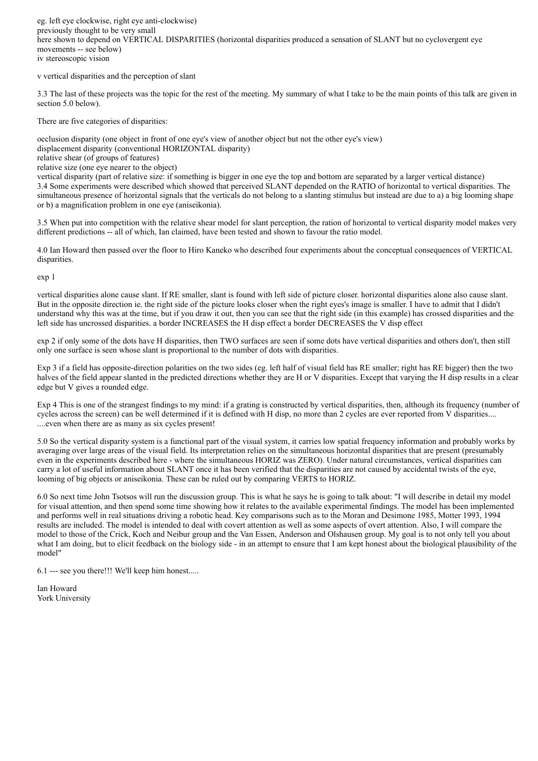eg. left eye clockwise, right eye anti-clockwise)
previously thought to be very small
here shown to depend on VERTICAL DISPARITIES (horizontal disparities produced a sensation of SLANT but no cyclovergent eye movements -- see below)
iv stereoscopic vision

v vertical disparities and the perception of slant

3.3 The last of these projects was the topic for the rest of the meeting. My summary of what I take to be the main points of this talk are given in section 5.0 below).

There are five categories of disparities:

occlusion disparity (one object in front of one eye's view of another object but not the other eye's view)
displacement disparity (conventional HORIZONTAL disparity)
relative shear (of groups of features)
relative size (one eye nearer to the object)
vertical disparity (part of relative size: if something is bigger in one eye the top and bottom are separated by a larger vertical distance)
3.4 Some experiments were described which showed that perceived SLANT depended on the RATIO of horizontal to vertical disparities. The simultaneous presence of horizontal signals that the verticals do not belong to a slanting stimulus but instead are due to a) a big looming shape or b) a magnification problem in one eye (aniseikonia).

3.5 When put into competition with the relative shear model for slant perception, the ration of horizontal to vertical disparity model makes very different predictions -- all of which, Ian claimed, have been tested and shown to favour the ratio model.

4.0 Ian Howard then passed over the floor to Hiro Kaneko who described four experiments about the conceptual consequences of VERTICAL disparities.

exp 1

vertical disparities alone cause slant. If RE smaller, slant is found with left side of picture closer. horizontal disparities alone also cause slant. But in the opposite direction ie. the right side of the picture looks closer when the right eyes's image is smaller. I have to admit that I didn't understand why this was at the time, but if you draw it out, then you can see that the right side (in this example) has crossed disparities and the left side has uncrossed disparities. a border INCREASES the H disp effect a border DECREASES the V disp effect

exp 2 if only some of the dots have H disparities, then TWO surfaces are seen if some dots have vertical disparities and others don't, then still only one surface is seen whose slant is proportional to the number of dots with disparities.

Exp 3 if a field has opposite-direction polarities on the two sides (eg. left half of visual field has RE smaller; right has RE bigger) then the two halves of the field appear slanted in the predicted directions whether they are H or V disparities. Except that varying the H disp results in a clear edge but V gives a rounded edge.

Exp 4 This is one of the strangest findings to my mind: if a grating is constructed by vertical disparities, then, although its frequency (number of cycles across the screen) can be well determined if it is defined with H disp, no more than 2 cycles are ever reported from V disparities....
....even when there are as many as six cycles present!

5.0 So the vertical disparity system is a functional part of the visual system, it carries low spatial frequency information and probably works by averaging over large areas of the visual field. Its interpretation relies on the simultaneous horizontal disparities that are present (presumably even in the experiments described here - where the simultaneous HORIZ was ZERO). Under natural circumstances, vertical disparities can carry a lot of useful information about SLANT once it has been verified that the disparities are not caused by accidental twists of the eye, looming of big objects or aniseikonia. These can be ruled out by comparing VERTS to HORIZ.

6.0 So next time John Tsotsos will run the discussion group. This is what he says he is going to talk about: "I will describe in detail my model for visual attention, and then spend some time showing how it relates to the available experimental findings. The model has been implemented and performs well in real situations driving a robotic head. Key comparisons such as to the Moran and Desimone 1985, Motter 1993, 1994 results are included. The model is intended to deal with covert attention as well as some aspects of overt attention. Also, I will compare the model to those of the Crick, Koch and Neibur group and the Van Essen, Anderson and Olshausen group. My goal is to not only tell you about what I am doing, but to elicit feedback on the biology side - in an attempt to ensure that I am kept honest about the biological plausibility of the model"

6.1 --- see you there!!! We'll keep him honest.....

Ian Howard
York University